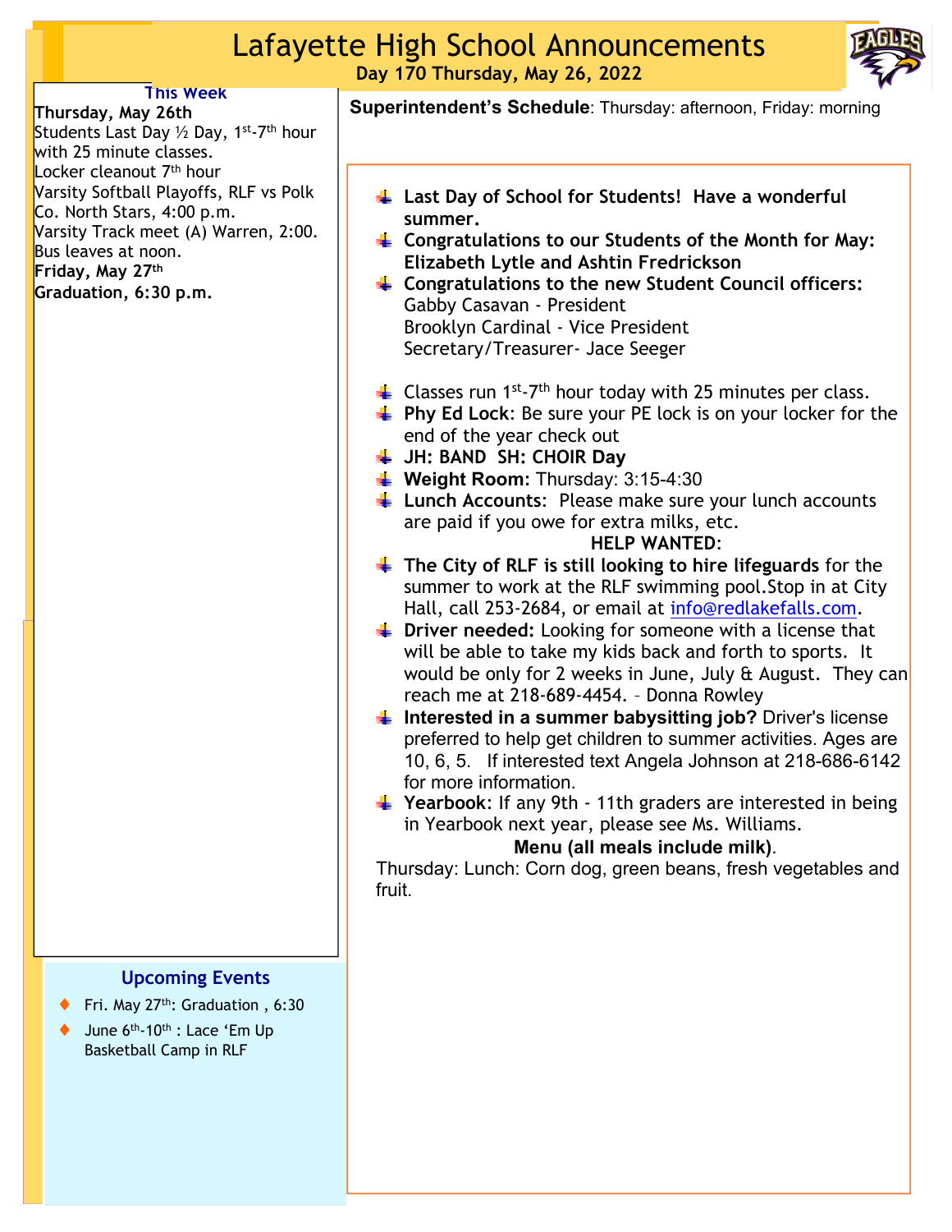# Lafayette High School Announcements

**Day 170 Thursday, May 26, 2022**

## This Week

**Thursday, May 26th**
Students Last Day ½ Day, 1st-7th hour with 25 minute classes.
Locker cleanout 7th hour
Varsity Softball Playoffs, RLF vs Polk Co. North Stars, 4:00 p.m.
Varsity Track meet (A) Warren, 2:00. Bus leaves at noon.

**Friday, May 27th**
**Graduation, 6:30 p.m.**

## Upcoming Events

- Fri. May 27th: Graduation , 6:30
- June 6th-10th : Lace 'Em Up Basketball Camp in RLF

**Superintendent's Schedule**: Thursday: afternoon, Friday: morning

- **Last Day of School for Students! Have a wonderful summer.**
- **Congratulations to our Students of the Month for May: Elizabeth Lytle and Ashtin Fredrickson**
- **Congratulations to the new Student Council officers:**
  Gabby Casavan - President
  Brooklyn Cardinal - Vice President
  Secretary/Treasurer- Jace Seeger

- Classes run 1st-7th hour today with 25 minutes per class.
- **Phy Ed Lock**: Be sure your PE lock is on your locker for the end of the year check out
- **JH: BAND SH: CHOIR Day**
- **Weight Room:** Thursday: 3:15-4:30
- **Lunch Accounts**: Please make sure your lunch accounts are paid if you owe for extra milks, etc.

**HELP WANTED:**

- **The City of RLF is still looking to hire lifeguards** for the summer to work at the RLF swimming pool.Stop in at City Hall, call 253-2684, or email at info@redlakefalls.com.
- **Driver needed:** Looking for someone with a license that will be able to take my kids back and forth to sports. It would be only for 2 weeks in June, July & August. They can reach me at 218-689-4454. - Donna Rowley
- **Interested in a summer babysitting job?** Driver's license preferred to help get children to summer activities. Ages are 10, 6, 5. If interested text Angela Johnson at 218-686-6142 for more information.
- **Yearbook**: If any 9th - 11th graders are interested in being in Yearbook next year, please see Ms. Williams.

**Menu (all meals include milk)**.

Thursday: Lunch: Corn dog, green beans, fresh vegetables and fruit.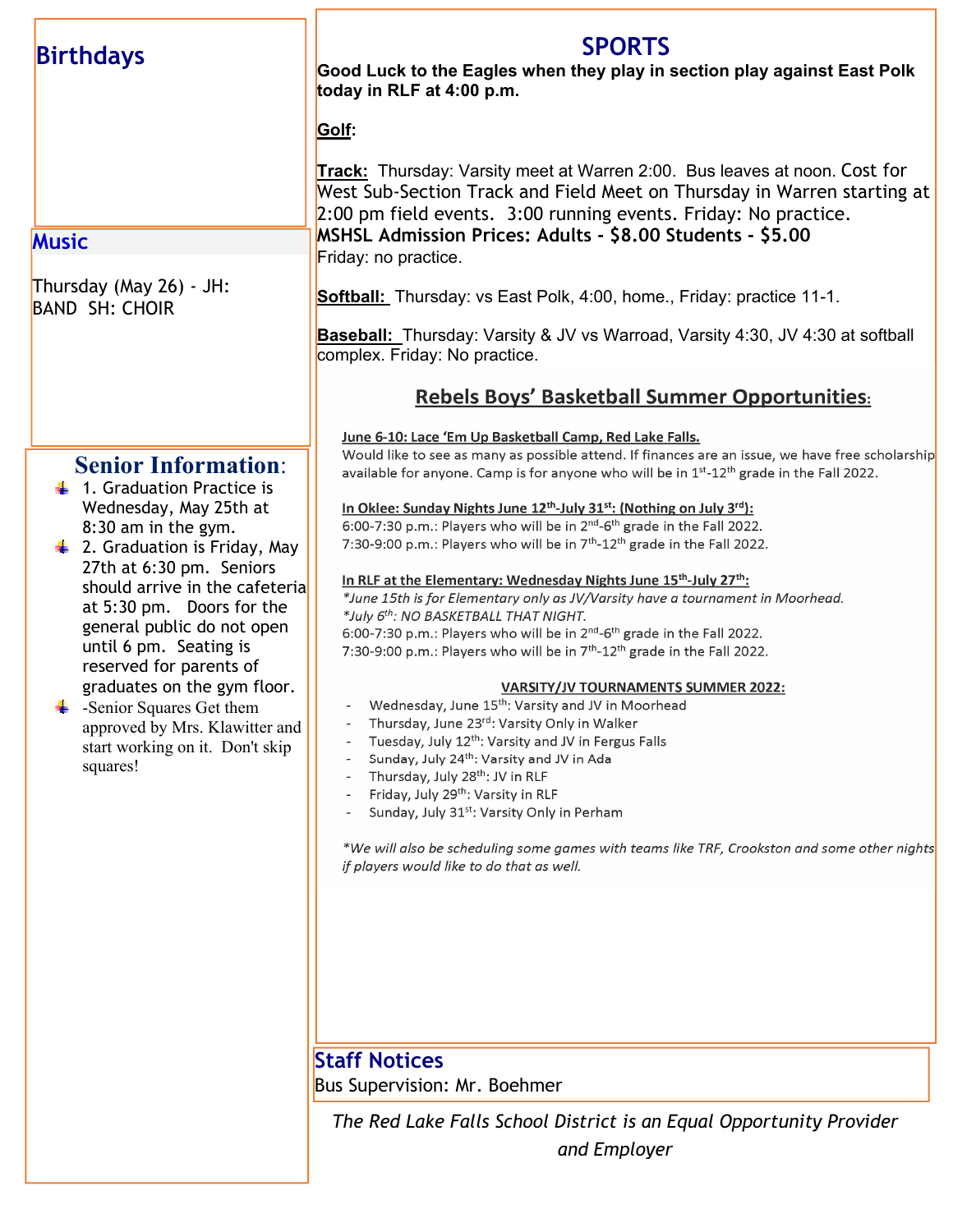## Birthdays

## Music

Thursday (May 26) - JH: BAND SH: CHOIR

## Senior Information:

- 1. Graduation Practice is Wednesday, May 25th at 8:30 am in the gym.
- 2. Graduation is Friday, May 27th at 6:30 pm. Seniors should arrive in the cafeteria at 5:30 pm. Doors for the general public do not open until 6 pm. Seating is reserved for parents of graduates on the gym floor.
- -Senior Squares Get them approved by Mrs. Klawitter and start working on it. Don't skip squares!

## SPORTS

**Good Luck to the Eagles when they play in section play against East Polk today in RLF at 4:00 p.m.**

**Golf:**

**Track:** Thursday: Varsity meet at Warren 2:00. Bus leaves at noon. Cost for West Sub-Section Track and Field Meet on Thursday in Warren starting at 2:00 pm field events. 3:00 running events. Friday: No practice.
**MSHSL Admission Prices: Adults - $8.00 Students - $5.00**
Friday: no practice.

**Softball:** Thursday: vs East Polk, 4:00, home., Friday: practice 11-1.

**Baseball:** Thursday: Varsity & JV vs Warroad, Varsity 4:30, JV 4:30 at softball complex. Friday: No practice.

### Rebels Boys' Basketball Summer Opportunities:

**June 6-10: Lace 'Em Up Basketball Camp, Red Lake Falls.**
Would like to see as many as possible attend. If finances are an issue, we have free scholarship available for anyone. Camp is for anyone who will be in 1st-12th grade in the Fall 2022.

**In Oklee: Sunday Nights June 12th-July 31st: (Nothing on July 3rd):**
6:00-7:30 p.m.: Players who will be in 2nd-6th grade in the Fall 2022.
7:30-9:00 p.m.: Players who will be in 7th-12th grade in the Fall 2022.

**In RLF at the Elementary: Wednesday Nights June 15th-July 27th:**
*\*June 15th is for Elementary only as JV/Varsity have a tournament in Moorhead.*
*\*July 6th: NO BASKETBALL THAT NIGHT.*
6:00-7:30 p.m.: Players who will be in 2nd-6th grade in the Fall 2022.
7:30-9:00 p.m.: Players who will be in 7th-12th grade in the Fall 2022.

**VARSITY/JV TOURNAMENTS SUMMER 2022:**

- Wednesday, June 15th: Varsity and JV in Moorhead
- Thursday, June 23rd: Varsity Only in Walker
- Tuesday, July 12th: Varsity and JV in Fergus Falls
- Sunday, July 24th: Varsity and JV in Ada
- Thursday, July 28th: JV in RLF
- Friday, July 29th: Varsity in RLF
- Sunday, July 31st: Varsity Only in Perham

*\*We will also be scheduling some games with teams like TRF, Crookston and some other nights if players would like to do that as well.*

## Staff Notices

Bus Supervision: Mr. Boehmer

*The Red Lake Falls School District is an Equal Opportunity Provider and Employer*